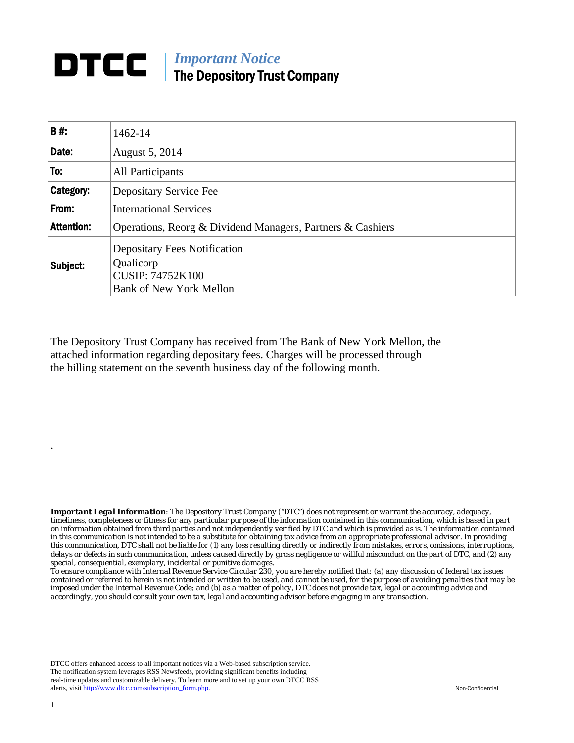# DTCC | *Important Notice* The Depository Trust Company

| | |
|---|---|
| **B #:** | 1462-14 |
| **Date:** | August 5, 2014 |
| **To:** | All Participants |
| **Category:** | Depositary Service Fee |
| **From:** | International Services |
| **Attention:** | Operations, Reorg & Dividend Managers, Partners & Cashiers |
| **Subject:** | Depositary Fees Notification<br>Qualicorp<br>CUSIP: 74752K100<br>Bank of New York Mellon |

The Depository Trust Company has received from The Bank of New York Mellon, the attached information regarding depositary fees. Charges will be processed through the billing statement on the seventh business day of the following month.

.

***Important Legal Information**: The Depository Trust Company ("DTC") does not represent or warrant the accuracy, adequacy, timeliness, completeness or fitness for any particular purpose of the information contained in this communication, which is based in part on information obtained from third parties and not independently verified by DTC and which is provided as is. The information contained in this communication is not intended to be a substitute for obtaining tax advice from an appropriate professional advisor. In providing this communication, DTC shall not be liable for (1) any loss resulting directly or indirectly from mistakes, errors, omissions, interruptions, delays or defects in such communication, unless caused directly by gross negligence or willful misconduct on the part of DTC, and (2) any special, consequential, exemplary, incidental or punitive damages.*

*To ensure compliance with Internal Revenue Service Circular 230, you are hereby notified that: (a) any discussion of federal tax issues contained or referred to herein is not intended or written to be used, and cannot be used, for the purpose of avoiding penalties that may be imposed under the Internal Revenue Code; and (b) as a matter of policy, DTC does not provide tax, legal or accounting advice and accordingly, you should consult your own tax, legal and accounting advisor before engaging in any transaction.*

DTCC offers enhanced access to all important notices via a Web-based subscription service. The notification system leverages RSS Newsfeeds, providing significant benefits including real-time updates and customizable delivery. To learn more and to set up your own DTCC RSS alerts, visit http://www.dtcc.com/subscription_form.php.

Non-Confidential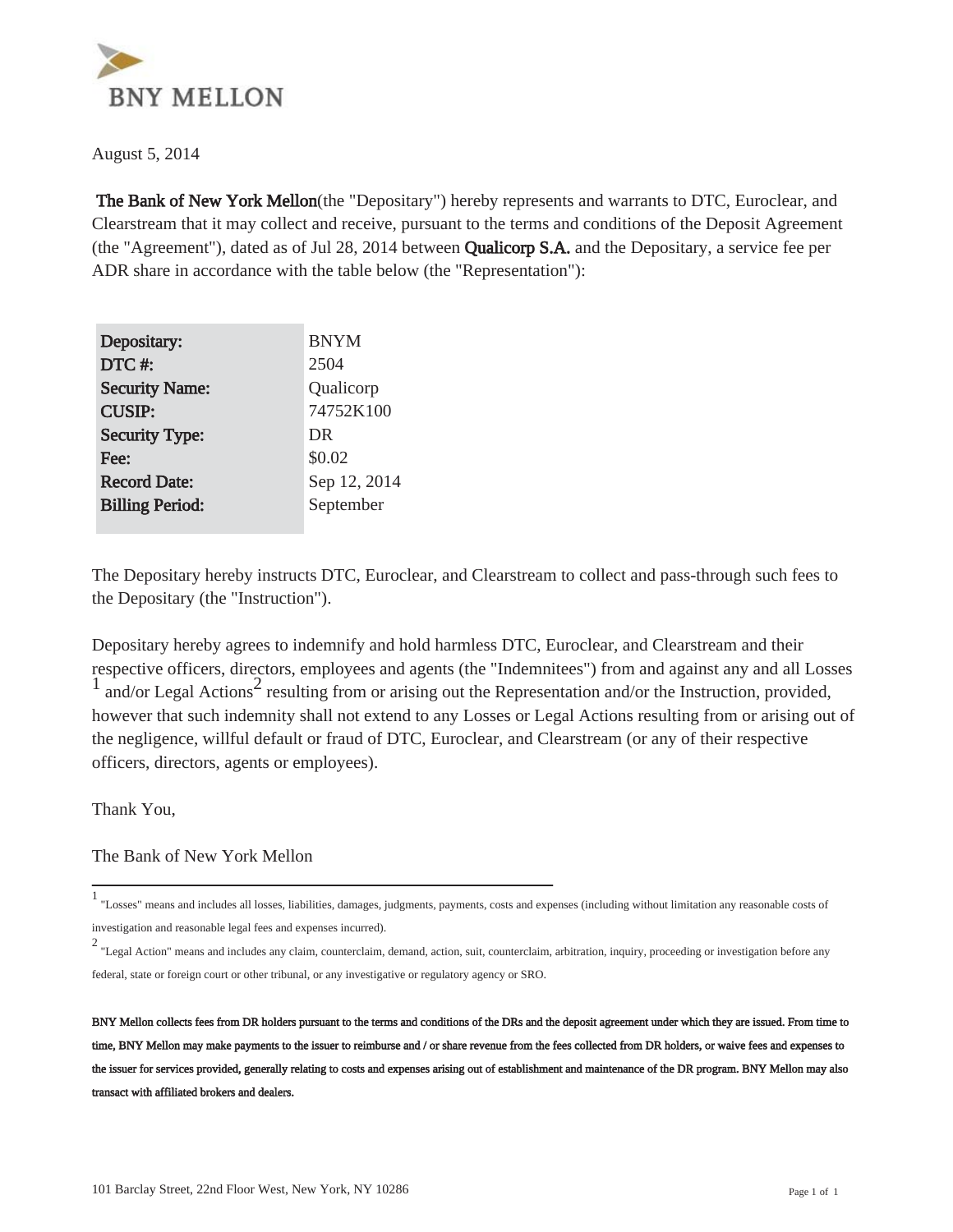BNY MELLON

August 5, 2014

**The Bank of New York Mellon**(the "Depositary") hereby represents and warrants to DTC, Euroclear, and Clearstream that it may collect and receive, pursuant to the terms and conditions of the Deposit Agreement (the "Agreement"), dated as of Jul 28, 2014 between **Qualicorp S.A.** and the Depositary, a service fee per ADR share in accordance with the table below (the "Representation"):

| | |
|---|---|
| **Depositary:** | BNYM |
| **DTC #:** | 2504 |
| **Security Name:** | Qualicorp |
| **CUSIP:** | 74752K100 |
| **Security Type:** | DR |
| **Fee:** | $0.02 |
| **Record Date:** | Sep 12, 2014 |
| **Billing Period:** | September |

The Depositary hereby instructs DTC, Euroclear, and Clearstream to collect and pass-through such fees to the Depositary (the "Instruction").

Depositary hereby agrees to indemnify and hold harmless DTC, Euroclear, and Clearstream and their respective officers, directors, employees and agents (the "Indemnitees") from and against any and all Losses [1] and/or Legal Actions[2] resulting from or arising out the Representation and/or the Instruction, provided, however that such indemnity shall not extend to any Losses or Legal Actions resulting from or arising out of the negligence, willful default or fraud of DTC, Euroclear, and Clearstream (or any of their respective officers, directors, agents or employees).

Thank You,

The Bank of New York Mellon

[1] "Losses" means and includes all losses, liabilities, damages, judgments, payments, costs and expenses (including without limitation any reasonable costs of investigation and reasonable legal fees and expenses incurred).

[2] "Legal Action" means and includes any claim, counterclaim, demand, action, suit, counterclaim, arbitration, inquiry, proceeding or investigation before any federal, state or foreign court or other tribunal, or any investigative or regulatory agency or SRO.

**BNY Mellon collects fees from DR holders pursuant to the terms and conditions of the DRs and the deposit agreement under which they are issued. From time to time, BNY Mellon may make payments to the issuer to reimburse and / or share revenue from the fees collected from DR holders, or waive fees and expenses to the issuer for services provided, generally relating to costs and expenses arising out of establishment and maintenance of the DR program. BNY Mellon may also transact with affiliated brokers and dealers.**

101 Barclay Street, 22nd Floor West, New York, NY 10286